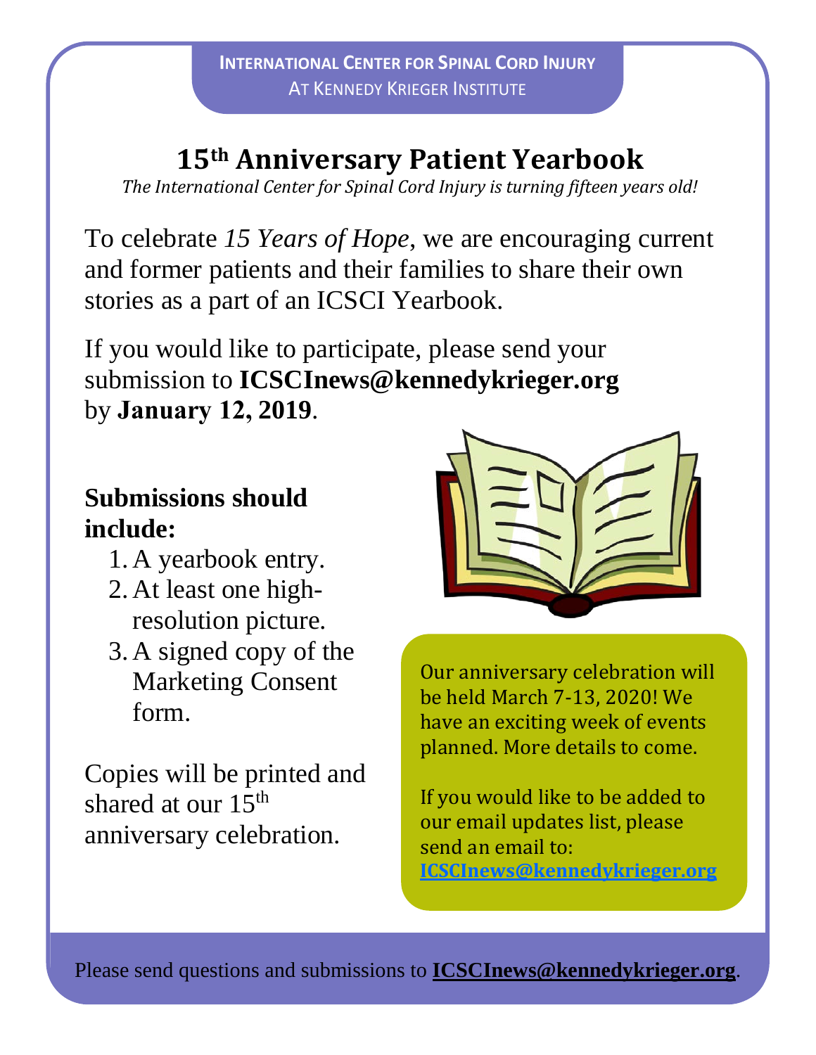**INTERNATIONAL CENTER FOR SPINAL CORD INJURY**
AT KENNEDY KRIEGER INSTITUTE

# 15th Anniversary Patient Yearbook

*The International Center for Spinal Cord Injury is turning fifteen years old!*

To celebrate *15 Years of Hope*, we are encouraging current and former patients and their families to share their own stories as a part of an ICSCI Yearbook.

If you would like to participate, please send your submission to **ICSCInews@kennedykrieger.org** by **January 12, 2019**.

## Submissions should include:

1. A yearbook entry.
2. At least one high-resolution picture.
3. A signed copy of the Marketing Consent form.

Copies will be printed and shared at our 15th anniversary celebration.

Our anniversary celebration will be held March 7-13, 2020! We have an exciting week of events planned. More details to come.

If you would like to be added to our email updates list, please send an email to: **ICSCInews@kennedykrieger.org**

Please send questions and submissions to **ICSCInews@kennedykrieger.org**.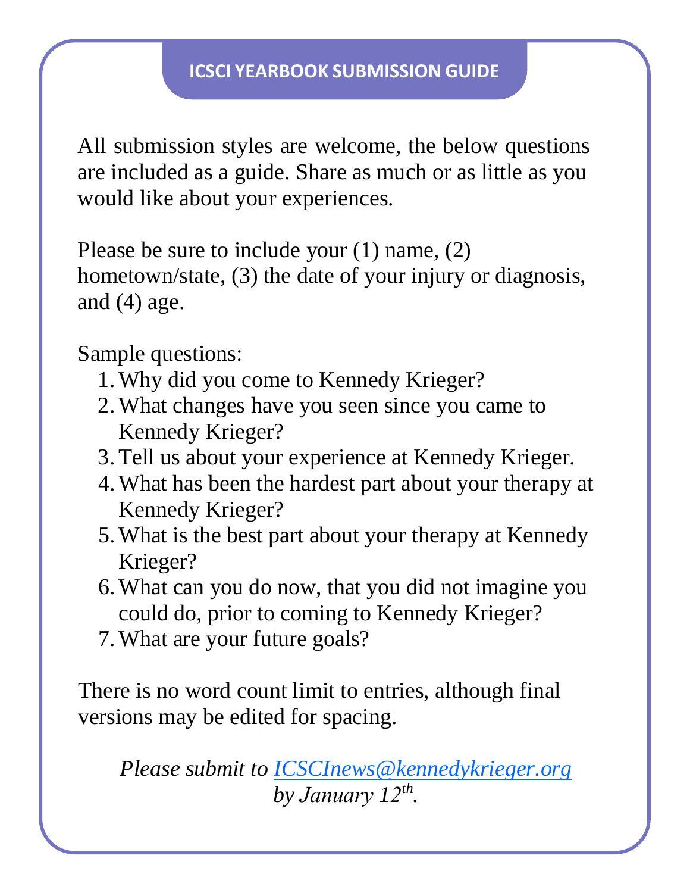## ICSCI YEARBOOK SUBMISSION GUIDE

All submission styles are welcome, the below questions are included as a guide. Share as much or as little as you would like about your experiences.

Please be sure to include your (1) name, (2) hometown/state, (3) the date of your injury or diagnosis, and (4) age.

Sample questions:

1. Why did you come to Kennedy Krieger?
2. What changes have you seen since you came to Kennedy Krieger?
3. Tell us about your experience at Kennedy Krieger.
4. What has been the hardest part about your therapy at Kennedy Krieger?
5. What is the best part about your therapy at Kennedy Krieger?
6. What can you do now, that you did not imagine you could do, prior to coming to Kennedy Krieger?
7. What are your future goals?

There is no word count limit to entries, although final versions may be edited for spacing.

*Please submit to [ICSCInews@kennedykrieger.org](mailto:ICSCInews@kennedykrieger.org) by January 12th.*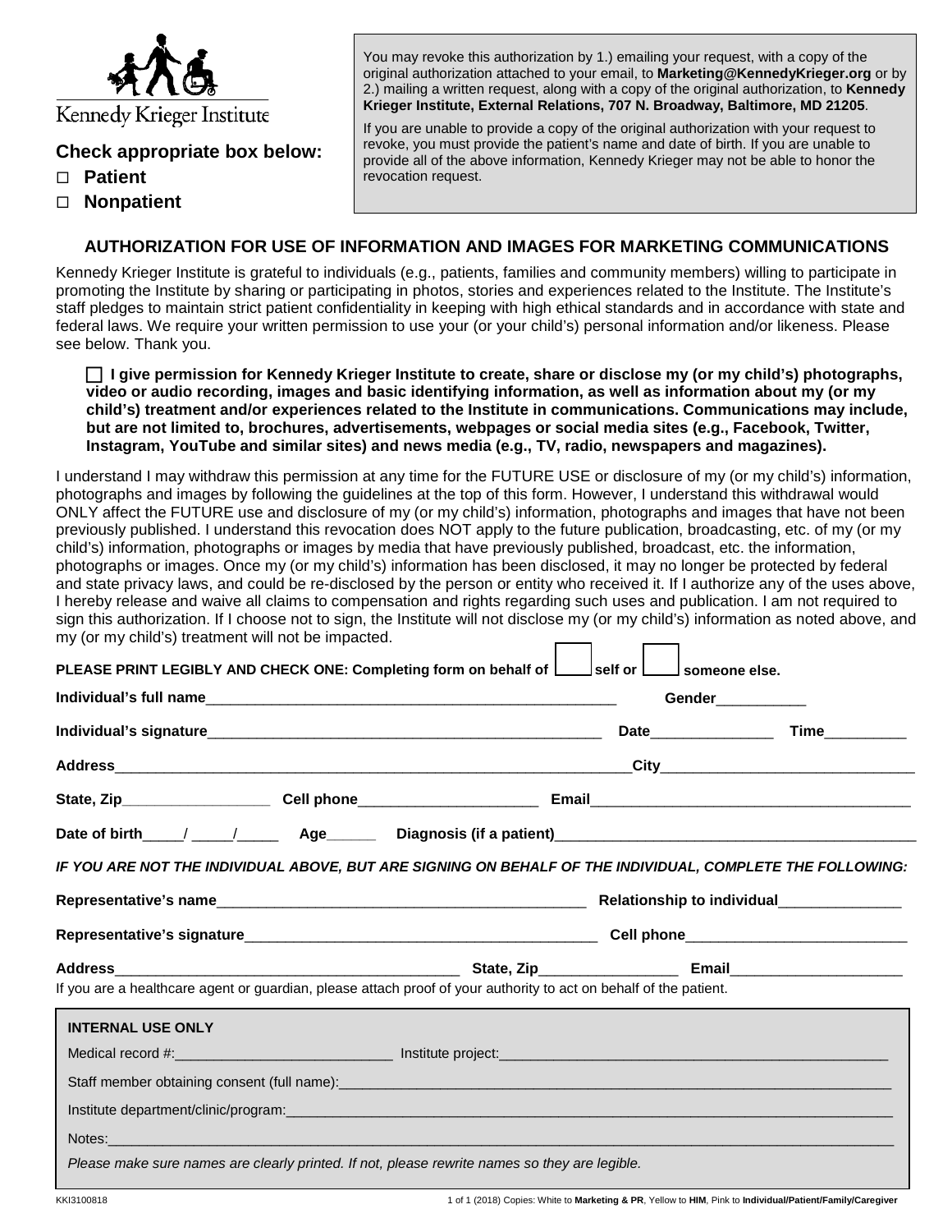Kennedy Krieger Institute

**Check appropriate box below:**

- ☐ **Patient**
- ☐ **Nonpatient**

You may revoke this authorization by 1.) emailing your request, with a copy of the original authorization attached to your email, to **Marketing@KennedyKrieger.org** or by 2.) mailing a written request, along with a copy of the original authorization, to **Kennedy Krieger Institute, External Relations, 707 N. Broadway, Baltimore, MD 21205**.

If you are unable to provide a copy of the original authorization with your request to revoke, you must provide the patient's name and date of birth. If you are unable to provide all of the above information, Kennedy Krieger may not be able to honor the revocation request.

## AUTHORIZATION FOR USE OF INFORMATION AND IMAGES FOR MARKETING COMMUNICATIONS

Kennedy Krieger Institute is grateful to individuals (e.g., patients, families and community members) willing to participate in promoting the Institute by sharing or participating in photos, stories and experiences related to the Institute. The Institute's staff pledges to maintain strict patient confidentiality in keeping with high ethical standards and in accordance with state and federal laws. We require your written permission to use your (or your child's) personal information and/or likeness. Please see below. Thank you.

☐ **I give permission for Kennedy Krieger Institute to create, share or disclose my (or my child's) photographs, video or audio recording, images and basic identifying information, as well as information about my (or my child's) treatment and/or experiences related to the Institute in communications. Communications may include, but are not limited to, brochures, advertisements, webpages or social media sites (e.g., Facebook, Twitter, Instagram, YouTube and similar sites) and news media (e.g., TV, radio, newspapers and magazines).**

I understand I may withdraw this permission at any time for the FUTURE USE or disclosure of my (or my child's) information, photographs and images by following the guidelines at the top of this form. However, I understand this withdrawal would ONLY affect the FUTURE use and disclosure of my (or my child's) information, photographs and images that have not been previously published. I understand this revocation does NOT apply to the future publication, broadcasting, etc. of my (or my child's) information, photographs or images by media that have previously published, broadcast, etc. the information, photographs or images. Once my (or my child's) information has been disclosed, it may no longer be protected by federal and state privacy laws, and could be re-disclosed by the person or entity who received it. If I authorize any of the uses above, I hereby release and waive all claims to compensation and rights regarding such uses and publication. I am not required to sign this authorization. If I choose not to sign, the Institute will not disclose my (or my child's) information as noted above, and my (or my child's) treatment will not be impacted.

**PLEASE PRINT LEGIBLY AND CHECK ONE: Completing form on behalf of ☐ self or ☐ someone else.**

**Individual's full name**_______________________________________________ **Gender**___________

**Individual's signature**_______________________________________________ **Date**_______________ **Time**__________

**Address**_____________________________________________________________**City**______________________________

**State, Zip**__________________ **Cell phone**_____________________ **Email**______________________________________

**Date of birth**_____/ _____/_____ **Age**______ **Diagnosis (if a patient)**___________________________________________

***IF YOU ARE NOT THE INDIVIDUAL ABOVE, BUT ARE SIGNING ON BEHALF OF THE INDIVIDUAL, COMPLETE THE FOLLOWING:***

**Representative's name**_____________________________________________ **Relationship to individual**_______________

**Representative's signature**__________________________________________ **Cell phone**___________________________

**Address**_________________________________________ **State, Zip**_________________ **Email**_____________________

If you are a healthcare agent or guardian, please attach proof of your authority to act on behalf of the patient.

**INTERNAL USE ONLY**

Medical record #:___________________________ Institute project:_________________________________________________

Staff member obtaining consent (full name):__________________________________________________________________

Institute department/clinic/program:________________________________________________________________________

Notes:_________________________________________________________________________________________________

*Please make sure names are clearly printed. If not, please rewrite names so they are legible.*

KKI3100818 — (2018) Copies: White to **Marketing & PR**, Yellow to **HIM**, Pink to **Individual/Patient/Family/Caregiver**